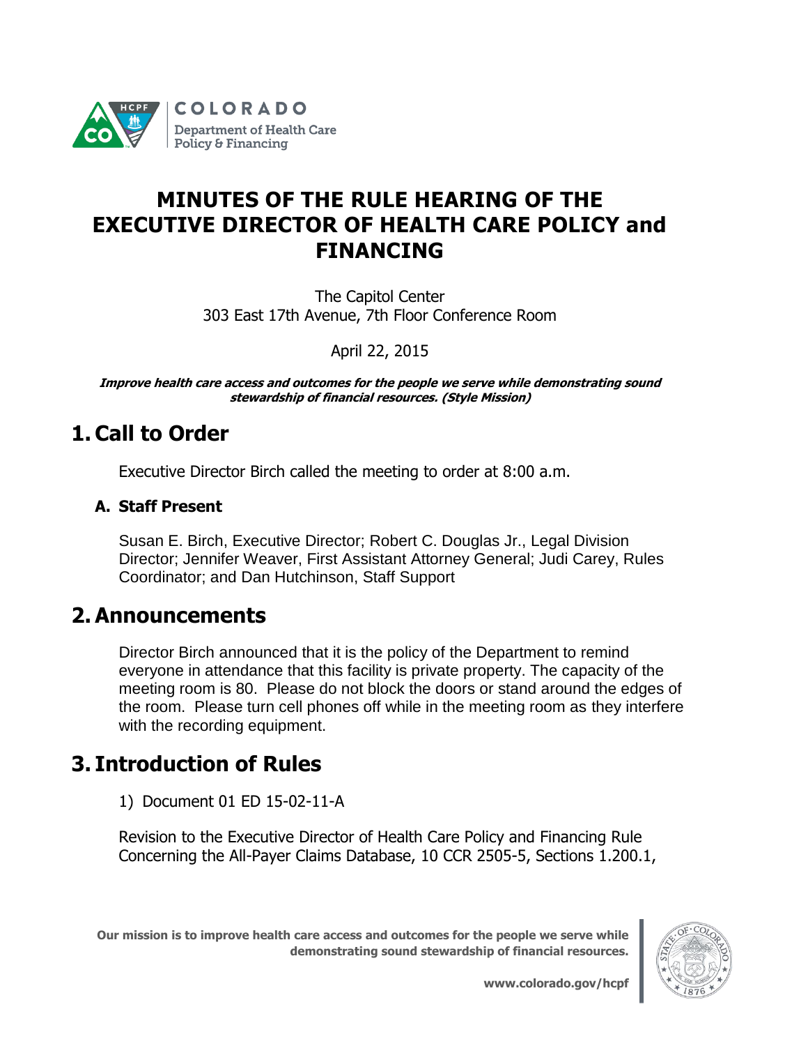COLORADO
Department of Health Care Policy & Financing

# MINUTES OF THE RULE HEARING OF THE EXECUTIVE DIRECTOR OF HEALTH CARE POLICY and FINANCING

The Capitol Center
303 East 17th Avenue, 7th Floor Conference Room

April 22, 2015

***Improve health care access and outcomes for the people we serve while demonstrating sound stewardship of financial resources. (Style Mission)***

## 1. Call to Order

Executive Director Birch called the meeting to order at 8:00 a.m.

### A. Staff Present

Susan E. Birch, Executive Director; Robert C. Douglas Jr., Legal Division Director; Jennifer Weaver, First Assistant Attorney General; Judi Carey, Rules Coordinator; and Dan Hutchinson, Staff Support

## 2. Announcements

Director Birch announced that it is the policy of the Department to remind everyone in attendance that this facility is private property. The capacity of the meeting room is 80. Please do not block the doors or stand around the edges of the room. Please turn cell phones off while in the meeting room as they interfere with the recording equipment.

## 3. Introduction of Rules

1) Document 01 ED 15-02-11-A

Revision to the Executive Director of Health Care Policy and Financing Rule Concerning the All-Payer Claims Database, 10 CCR 2505-5, Sections 1.200.1,

**Our mission is to improve health care access and outcomes for the people we serve while demonstrating sound stewardship of financial resources.**

**www.colorado.gov/hcpf**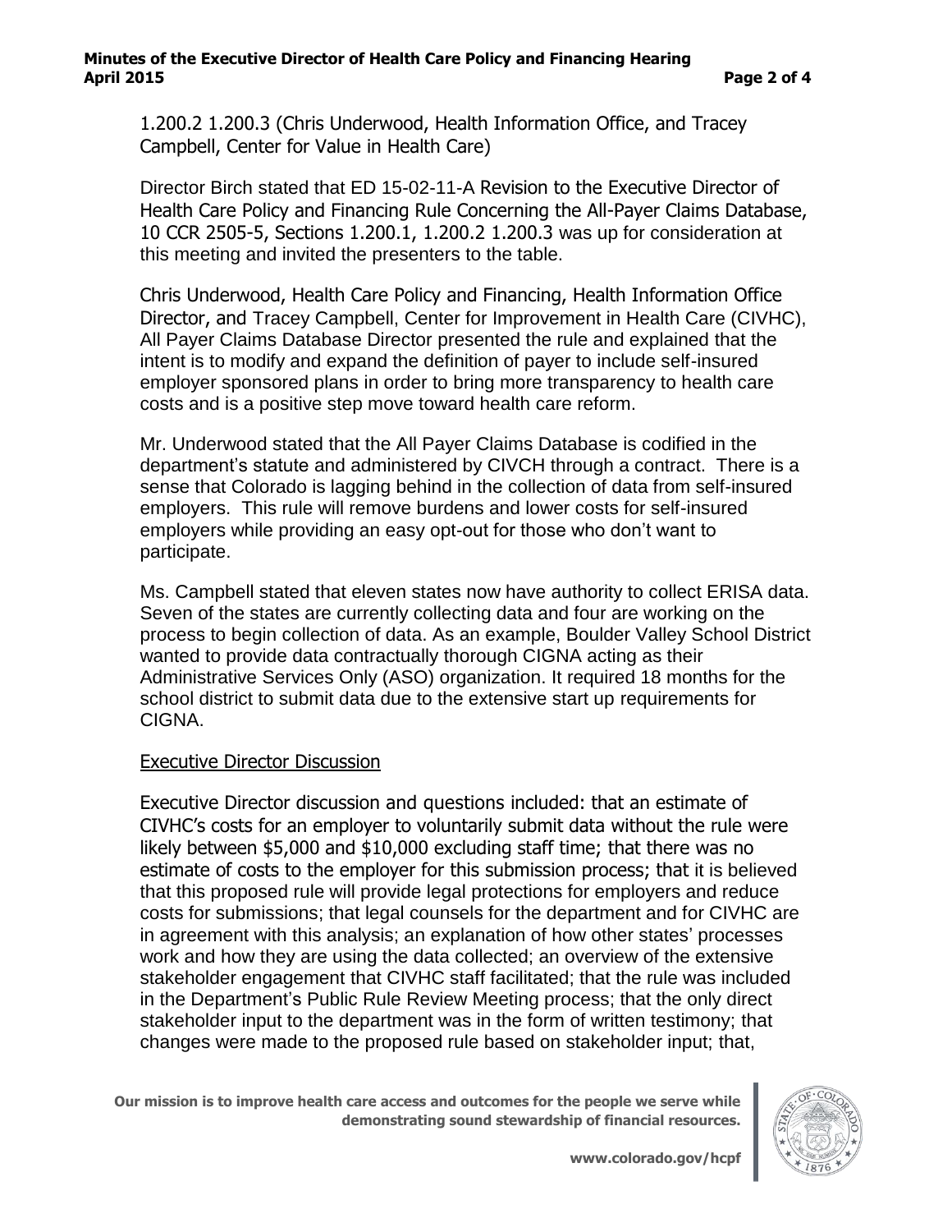1.200.2 1.200.3 (Chris Underwood, Health Information Office, and Tracey Campbell, Center for Value in Health Care)

Director Birch stated that ED 15-02-11-A Revision to the Executive Director of Health Care Policy and Financing Rule Concerning the All-Payer Claims Database, 10 CCR 2505-5, Sections 1.200.1, 1.200.2 1.200.3 was up for consideration at this meeting and invited the presenters to the table.

Chris Underwood, Health Care Policy and Financing, Health Information Office Director, and Tracey Campbell, Center for Improvement in Health Care (CIVHC), All Payer Claims Database Director presented the rule and explained that the intent is to modify and expand the definition of payer to include self-insured employer sponsored plans in order to bring more transparency to health care costs and is a positive step move toward health care reform.

Mr. Underwood stated that the All Payer Claims Database is codified in the department's statute and administered by CIVCH through a contract. There is a sense that Colorado is lagging behind in the collection of data from self-insured employers. This rule will remove burdens and lower costs for self-insured employers while providing an easy opt-out for those who don't want to participate.

Ms. Campbell stated that eleven states now have authority to collect ERISA data. Seven of the states are currently collecting data and four are working on the process to begin collection of data. As an example, Boulder Valley School District wanted to provide data contractually thorough CIGNA acting as their Administrative Services Only (ASO) organization. It required 18 months for the school district to submit data due to the extensive start up requirements for CIGNA.

Executive Director Discussion

Executive Director discussion and questions included: that an estimate of CIVHC's costs for an employer to voluntarily submit data without the rule were likely between $5,000 and $10,000 excluding staff time; that there was no estimate of costs to the employer for this submission process; that it is believed that this proposed rule will provide legal protections for employers and reduce costs for submissions; that legal counsels for the department and for CIVHC are in agreement with this analysis; an explanation of how other states' processes work and how they are using the data collected; an overview of the extensive stakeholder engagement that CIVHC staff facilitated; that the rule was included in the Department's Public Rule Review Meeting process; that the only direct stakeholder input to the department was in the form of written testimony; that changes were made to the proposed rule based on stakeholder input; that,

Our mission is to improve health care access and outcomes for the people we serve while demonstrating sound stewardship of financial resources.

www.colorado.gov/hcpf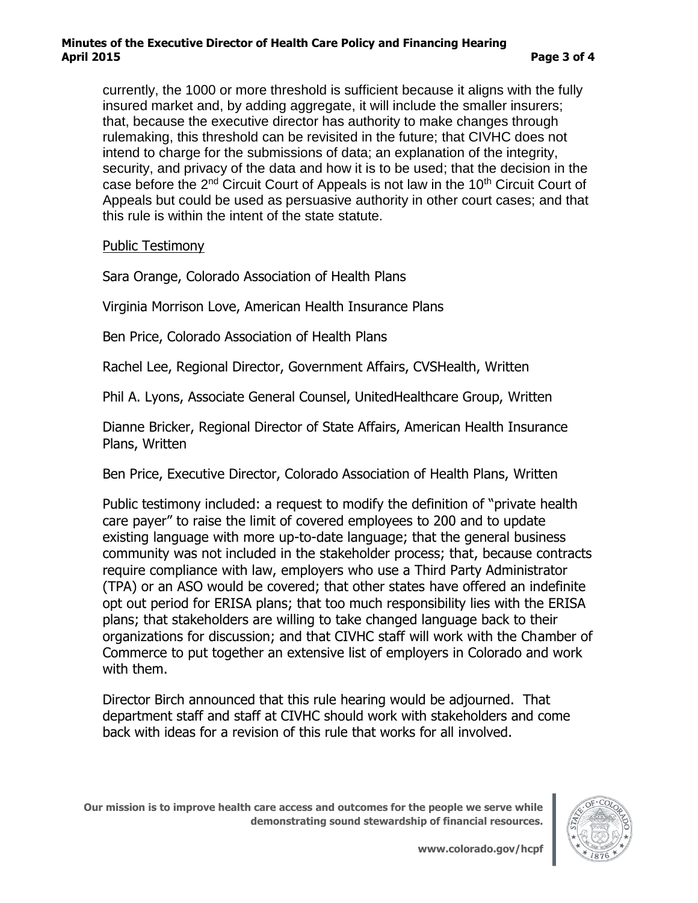currently, the 1000 or more threshold is sufficient because it aligns with the fully insured market and, by adding aggregate, it will include the smaller insurers; that, because the executive director has authority to make changes through rulemaking, this threshold can be revisited in the future; that CIVHC does not intend to charge for the submissions of data; an explanation of the integrity, security, and privacy of the data and how it is to be used; that the decision in the case before the 2nd Circuit Court of Appeals is not law in the 10th Circuit Court of Appeals but could be used as persuasive authority in other court cases; and that this rule is within the intent of the state statute.

Public Testimony

Sara Orange, Colorado Association of Health Plans

Virginia Morrison Love, American Health Insurance Plans

Ben Price, Colorado Association of Health Plans

Rachel Lee, Regional Director, Government Affairs, CVSHealth, Written

Phil A. Lyons, Associate General Counsel, UnitedHealthcare Group, Written

Dianne Bricker, Regional Director of State Affairs, American Health Insurance Plans, Written

Ben Price, Executive Director, Colorado Association of Health Plans, Written

Public testimony included: a request to modify the definition of "private health care payer" to raise the limit of covered employees to 200 and to update existing language with more up-to-date language; that the general business community was not included in the stakeholder process; that, because contracts require compliance with law, employers who use a Third Party Administrator (TPA) or an ASO would be covered; that other states have offered an indefinite opt out period for ERISA plans; that too much responsibility lies with the ERISA plans; that stakeholders are willing to take changed language back to their organizations for discussion; and that CIVHC staff will work with the Chamber of Commerce to put together an extensive list of employers in Colorado and work with them.

Director Birch announced that this rule hearing would be adjourned. That department staff and staff at CIVHC should work with stakeholders and come back with ideas for a revision of this rule that works for all involved.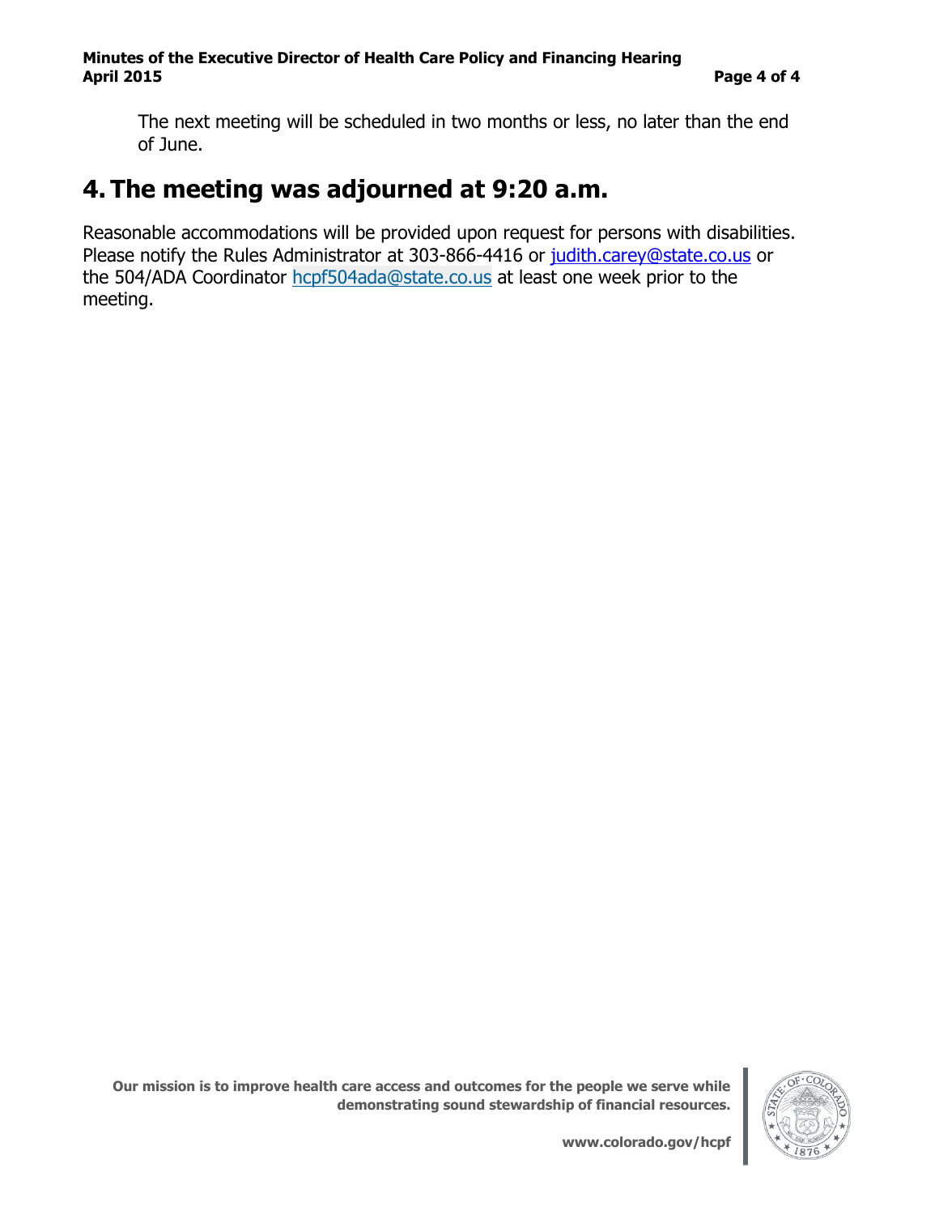The next meeting will be scheduled in two months or less, no later than the end of June.

# 4. The meeting was adjourned at 9:20 a.m.

Reasonable accommodations will be provided upon request for persons with disabilities. Please notify the Rules Administrator at 303-866-4416 or judith.carey@state.co.us or the 504/ADA Coordinator hcpf504ada@state.co.us at least one week prior to the meeting.

**Our mission is to improve health care access and outcomes for the people we serve while demonstrating sound stewardship of financial resources.**

**www.colorado.gov/hcpf**